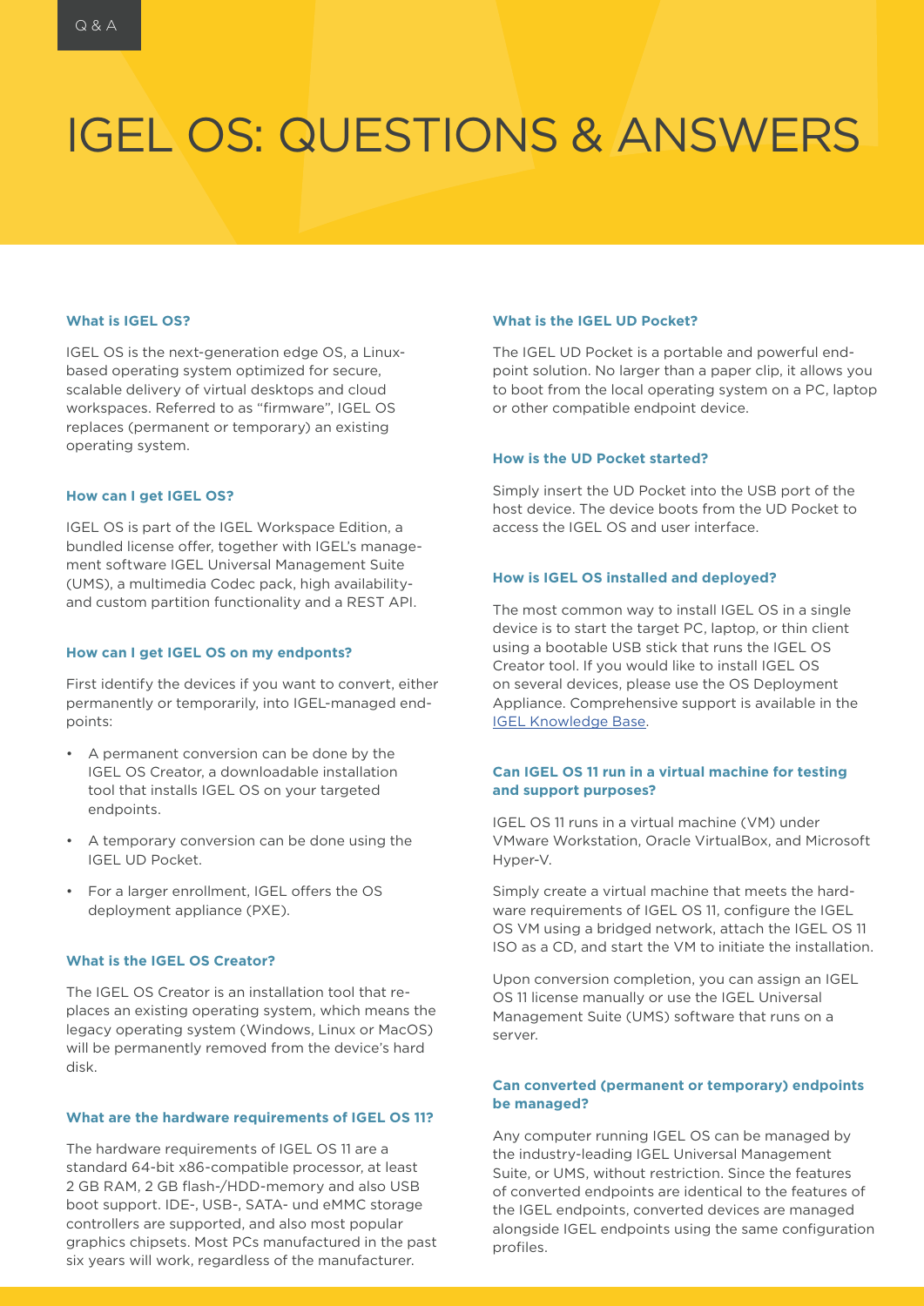Q & A

# IGEL OS: QUESTIONS & ANSWERS

**What is IGEL OS?**

IGEL OS is the next-generation edge OS, a Linux-based operating system optimized for secure, scalable delivery of virtual desktops and cloud workspaces. Referred to as "firmware", IGEL OS replaces (permanent or temporary) an existing operating system.

**How can I get IGEL OS?**

IGEL OS is part of the IGEL Workspace Edition, a bundled license offer, together with IGEL's management software IGEL Universal Management Suite (UMS), a multimedia Codec pack, high availability- and custom partition functionality and a REST API.

**How can I get IGEL OS on my endponts?**

First identify the devices if you want to convert, either permanently or temporarily, into IGEL-managed endpoints:

- A permanent conversion can be done by the IGEL OS Creator, a downloadable installation tool that installs IGEL OS on your targeted endpoints.
- A temporary conversion can be done using the IGEL UD Pocket.
- For a larger enrollment, IGEL offers the OS deployment appliance (PXE).

**What is the IGEL OS Creator?**

The IGEL OS Creator is an installation tool that replaces an existing operating system, which means the legacy operating system (Windows, Linux or MacOS) will be permanently removed from the device's hard disk.

**What are the hardware requirements of IGEL OS 11?**

The hardware requirements of IGEL OS 11 are a standard 64-bit x86-compatible processor, at least 2 GB RAM, 2 GB flash-/HDD-memory and also USB boot support. IDE-, USB-, SATA- und eMMC storage controllers are supported, and also most popular graphics chipsets. Most PCs manufactured in the past six years will work, regardless of the manufacturer.

**What is the IGEL UD Pocket?**

The IGEL UD Pocket is a portable and powerful endpoint solution. No larger than a paper clip, it allows you to boot from the local operating system on a PC, laptop or other compatible endpoint device.

**How is the UD Pocket started?**

Simply insert the UD Pocket into the USB port of the host device. The device boots from the UD Pocket to access the IGEL OS and user interface.

**How is IGEL OS installed and deployed?**

The most common way to install IGEL OS in a single device is to start the target PC, laptop, or thin client using a bootable USB stick that runs the IGEL OS Creator tool. If you would like to install IGEL OS on several devices, please use the OS Deployment Appliance. Comprehensive support is available in the IGEL Knowledge Base.

**Can IGEL OS 11 run in a virtual machine for testing and support purposes?**

IGEL OS 11 runs in a virtual machine (VM) under VMware Workstation, Oracle VirtualBox, and Microsoft Hyper-V.

Simply create a virtual machine that meets the hardware requirements of IGEL OS 11, configure the IGEL OS VM using a bridged network, attach the IGEL OS 11 ISO as a CD, and start the VM to initiate the installation.

Upon conversion completion, you can assign an IGEL OS 11 license manually or use the IGEL Universal Management Suite (UMS) software that runs on a server.

**Can converted (permanent or temporary) endpoints be managed?**

Any computer running IGEL OS can be managed by the industry-leading IGEL Universal Management Suite, or UMS, without restriction. Since the features of converted endpoints are identical to the features of the IGEL endpoints, converted devices are managed alongside IGEL endpoints using the same configuration profiles.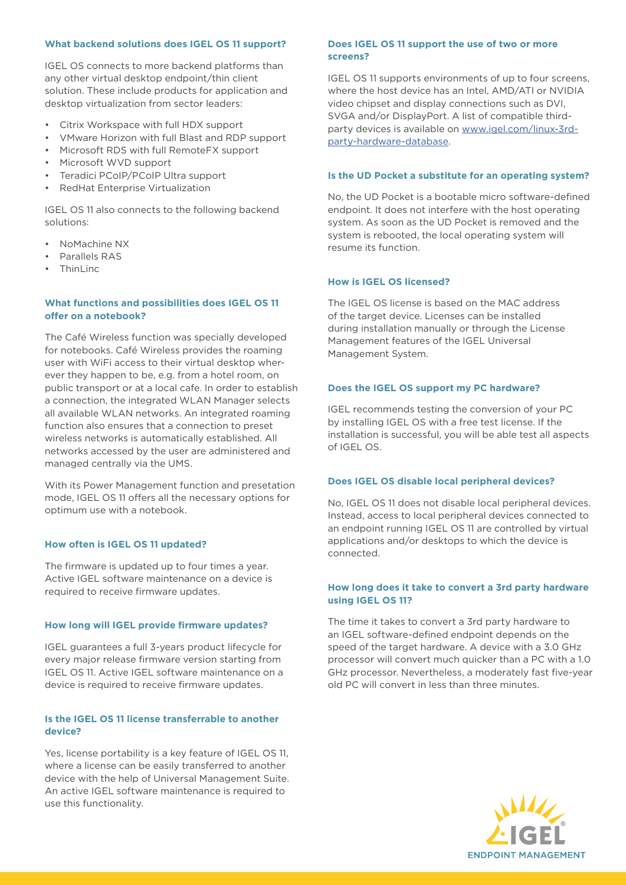### What backend solutions does IGEL OS 11 support?

IGEL OS connects to more backend platforms than any other virtual desktop endpoint/thin client solution. These include products for application and desktop virtualization from sector leaders:

- Citrix Workspace with full HDX support
- VMware Horizon with full Blast and RDP support
- Microsoft RDS with full RemoteFX support
- Microsoft WVD support
- Teradici PCoIP/PCoIP Ultra support
- RedHat Enterprise Virtualization

IGEL OS 11 also connects to the following backend solutions:

- NoMachine NX
- Parallels RAS
- ThinLinc

### What functions and possibilities does IGEL OS 11 offer on a notebook?

The Café Wireless function was specially developed for notebooks. Café Wireless provides the roaming user with WiFi access to their virtual desktop wherever they happen to be, e.g. from a hotel room, on public transport or at a local cafe. In order to establish a connection, the integrated WLAN Manager selects all available WLAN networks. An integrated roaming function also ensures that a connection to preset wireless networks is automatically established. All networks accessed by the user are administered and managed centrally via the UMS.

With its Power Management function and presetation mode, IGEL OS 11 offers all the necessary options for optimum use with a notebook.

### How often is IGEL OS 11 updated?

The firmware is updated up to four times a year. Active IGEL software maintenance on a device is required to receive firmware updates.

### How long will IGEL provide firmware updates?

IGEL guarantees a full 3-years product lifecycle for every major release firmware version starting from IGEL OS 11. Active IGEL software maintenance on a device is required to receive firmware updates.

### Is the IGEL OS 11 license transferrable to another device?

Yes, license portability is a key feature of IGEL OS 11, where a license can be easily transferred to another device with the help of Universal Management Suite. An active IGEL software maintenance is required to use this functionality.

### Does IGEL OS 11 support the use of two or more screens?

IGEL OS 11 supports environments of up to four screens, where the host device has an Intel, AMD/ATI or NVIDIA video chipset and display connections such as DVI, SVGA and/or DisplayPort. A list of compatible third-party devices is available on www.igel.com/linux-3rd-party-hardware-database.

### Is the UD Pocket a substitute for an operating system?

No, the UD Pocket is a bootable micro software-defined endpoint. It does not interfere with the host operating system. As soon as the UD Pocket is removed and the system is rebooted, the local operating system will resume its function.

### How is IGEL OS licensed?

The IGEL OS license is based on the MAC address of the target device. Licenses can be installed during installation manually or through the License Management features of the IGEL Universal Management System.

### Does the IGEL OS support my PC hardware?

IGEL recommends testing the conversion of your PC by installing IGEL OS with a free test license. If the installation is successful, you will be able test all aspects of IGEL OS.

### Does IGEL OS disable local peripheral devices?

No, IGEL OS 11 does not disable local peripheral devices. Instead, access to local peripheral devices connected to an endpoint running IGEL OS 11 are controlled by virtual applications and/or desktops to which the device is connected.

### How long does it take to convert a 3rd party hardware using IGEL OS 11?

The time it takes to convert a 3rd party hardware to an IGEL software-defined endpoint depends on the speed of the target hardware. A device with a 3.0 GHz processor will convert much quicker than a PC with a 1.0 GHz processor. Nevertheless, a moderately fast five-year old PC will convert in less than three minutes.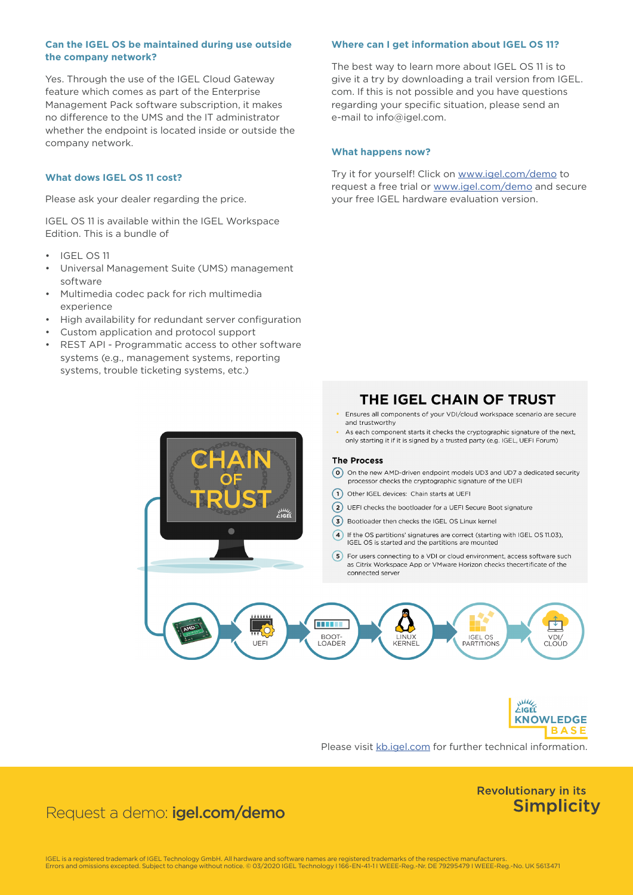### Can the IGEL OS be maintained during use outside the company network?

Yes. Through the use of the IGEL Cloud Gateway feature which comes as part of the Enterprise Management Pack software subscription, it makes no difference to the UMS and the IT administrator whether the endpoint is located inside or outside the company network.

### What dows IGEL OS 11 cost?

Please ask your dealer regarding the price.

IGEL OS 11 is available within the IGEL Workspace Edition. This is a bundle of

- IGEL OS 11
- Universal Management Suite (UMS) management software
- Multimedia codec pack for rich multimedia experience
- High availability for redundant server configuration
- Custom application and protocol support
- REST API - Programmatic access to other software systems (e.g., management systems, reporting systems, trouble ticketing systems, etc.)

### Where can I get information about IGEL OS 11?

The best way to learn more about IGEL OS 11 is to give it a try by downloading a trail version from IGEL.com. If this is not possible and you have questions regarding your specific situation, please send an e-mail to info@igel.com.

### What happens now?

Try it for yourself! Click on www.igel.com/demo to request a free trial or www.igel.com/demo and secure your free IGEL hardware evaluation version.

## THE IGEL CHAIN OF TRUST

- Ensures all components of your VDI/cloud workspace scenario are secure and trustworthy
- As each component starts it checks the cryptographic signature of the next, only starting it if it is signed by a trusted party (e.g. IGEL, UEFI Forum)

### The Process

0. On the new AMD-driven endpoint models UD3 and UD7 a dedicated security processor checks the cryptographic signature of the UEFI
1. Other IGEL devices: Chain starts at UEFI
2. UEFI checks the bootloader for a UEFI Secure Boot signature
3. Bootloader then checks the IGEL OS Linux kernel
4. If the OS partitions' signatures are correct (starting with IGEL OS 11.03), IGEL OS is started and the partitions are mounted
5. For users connecting to a VDI or cloud environment, access software such as Citrix Workspace App or VMware Horizon checks thecertificate of the connected server

CHAIN OF TRUST

AMD
UEFI
BOOT-LOADER
LINUX KERNEL
IGEL OS PARTITIONS
VDI/ CLOUD

IGEL KNOWLEDGE BASE

Please visit kb.igel.com for further technical information.

Request a demo: **igel.com/demo**

Revolutionary in its **Simplicity**

IGEL is a registered trademark of IGEL Technology GmbH. All hardware and software names are registered trademarks of the respective manufacturers.
Errors and omissions excepted. Subject to change without notice. © 03/2020 IGEL Technology I 166-EN-41-1 I WEEE-Reg.-Nr. DE 79295479 I WEEE-Reg.-No. UK 5613471